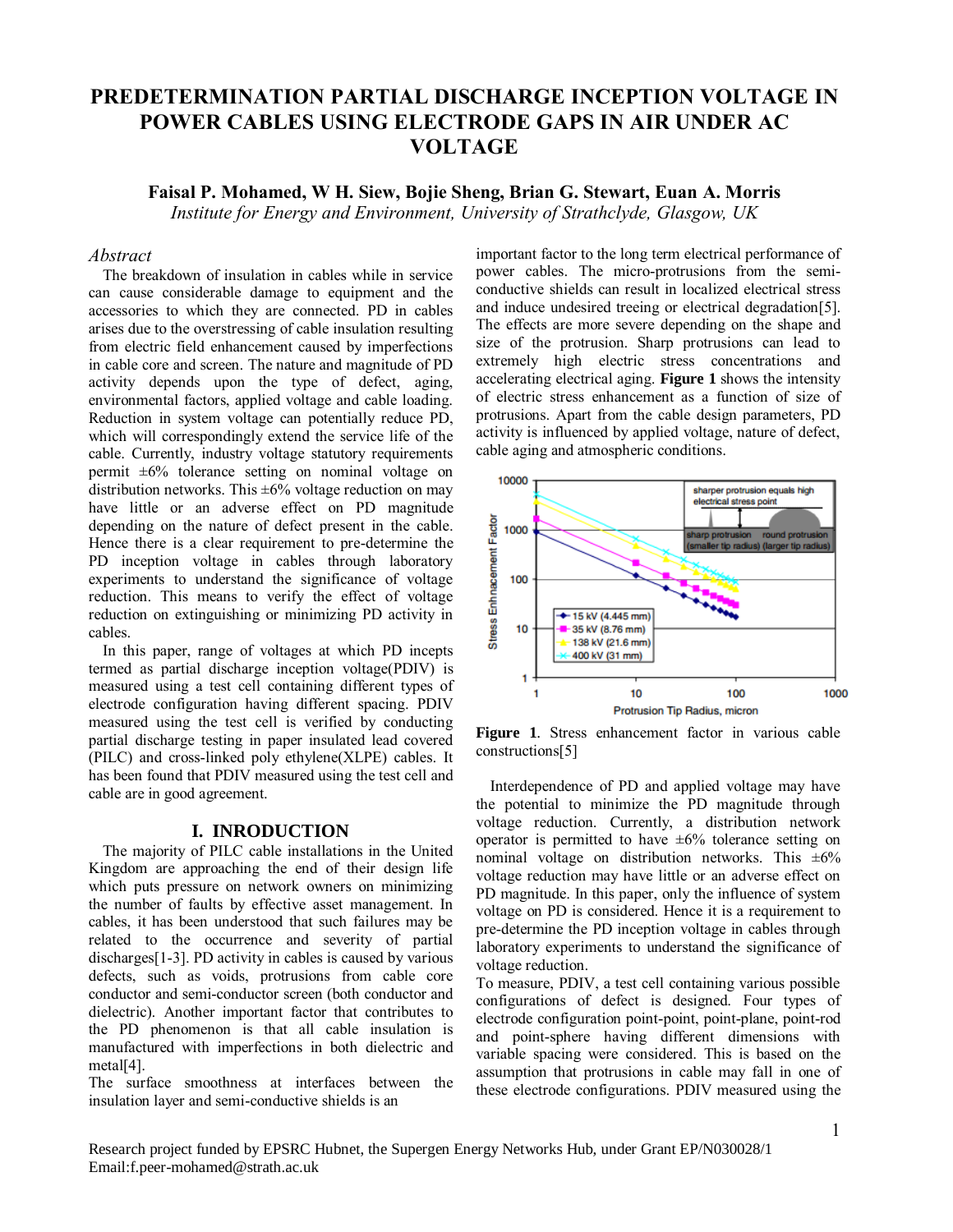# PREDETERMINATION PARTIAL DISCHARGE INCEPTION VOLTAGE IN POWER CABLES USING ELECTRODE GAPS IN AIR UNDER AC VOLTAGE

**Faisal P. Mohamed, W H. Siew, Bojie Sheng, Brian G. Stewart, Euan A. Morris**

*Institute for Energy and Environment, University of Strathclyde, Glasgow, UK*

## *Abstract*

The breakdown of insulation in cables while in service can cause considerable damage to equipment and the accessories to which they are connected. PD in cables arises due to the overstressing of cable insulation resulting from electric field enhancement caused by imperfections in cable core and screen. The nature and magnitude of PD activity depends upon the type of defect, aging, environmental factors, applied voltage and cable loading. Reduction in system voltage can potentially reduce PD, which will correspondingly extend the service life of the cable. Currently, industry voltage statutory requirements permit ±6% tolerance setting on nominal voltage on distribution networks. This ±6% voltage reduction on may have little or an adverse effect on PD magnitude depending on the nature of defect present in the cable. Hence there is a clear requirement to pre-determine the PD inception voltage in cables through laboratory experiments to understand the significance of voltage reduction. This means to verify the effect of voltage reduction on extinguishing or minimizing PD activity in cables.

In this paper, range of voltages at which PD incepts termed as partial discharge inception voltage(PDIV) is measured using a test cell containing different types of electrode configuration having different spacing. PDIV measured using the test cell is verified by conducting partial discharge testing in paper insulated lead covered (PILC) and cross-linked poly ethylene(XLPE) cables. It has been found that PDIV measured using the test cell and cable are in good agreement.

## I. INRODUCTION

The majority of PILC cable installations in the United Kingdom are approaching the end of their design life which puts pressure on network owners on minimizing the number of faults by effective asset management. In cables, it has been understood that such failures may be related to the occurrence and severity of partial discharges[1-3]. PD activity in cables is caused by various defects, such as voids, protrusions from cable core conductor and semi-conductor screen (both conductor and dielectric). Another important factor that contributes to the PD phenomenon is that all cable insulation is manufactured with imperfections in both dielectric and metal[4].

The surface smoothness at interfaces between the insulation layer and semi-conductive shields is an important factor to the long term electrical performance of power cables. The micro-protrusions from the semi-conductive shields can result in localized electrical stress and induce undesired treeing or electrical degradation[5]. The effects are more severe depending on the shape and size of the protrusion. Sharp protrusions can lead to extremely high electric stress concentrations and accelerating electrical aging. **Figure 1** shows the intensity of electric stress enhancement as a function of size of protrusions. Apart from the cable design parameters, PD activity is influenced by applied voltage, nature of defect, cable aging and atmospheric conditions.

**Figure 1**. Stress enhancement factor in various cable constructions[5]

Interdependence of PD and applied voltage may have the potential to minimize the PD magnitude through voltage reduction. Currently, a distribution network operator is permitted to have ±6% tolerance setting on nominal voltage on distribution networks. This ±6% voltage reduction may have little or an adverse effect on PD magnitude. In this paper, only the influence of system voltage on PD is considered. Hence it is a requirement to pre-determine the PD inception voltage in cables through laboratory experiments to understand the significance of voltage reduction.

To measure, PDIV, a test cell containing various possible configurations of defect is designed. Four types of electrode configuration point-point, point-plane, point-rod and point-sphere having different dimensions with variable spacing were considered. This is based on the assumption that protrusions in cable may fall in one of these electrode configurations. PDIV measured using the

Research project funded by EPSRC Hubnet, the Supergen Energy Networks Hub, under Grant EP/N030028/1
Email:f.peer-mohamed@strath.ac.uk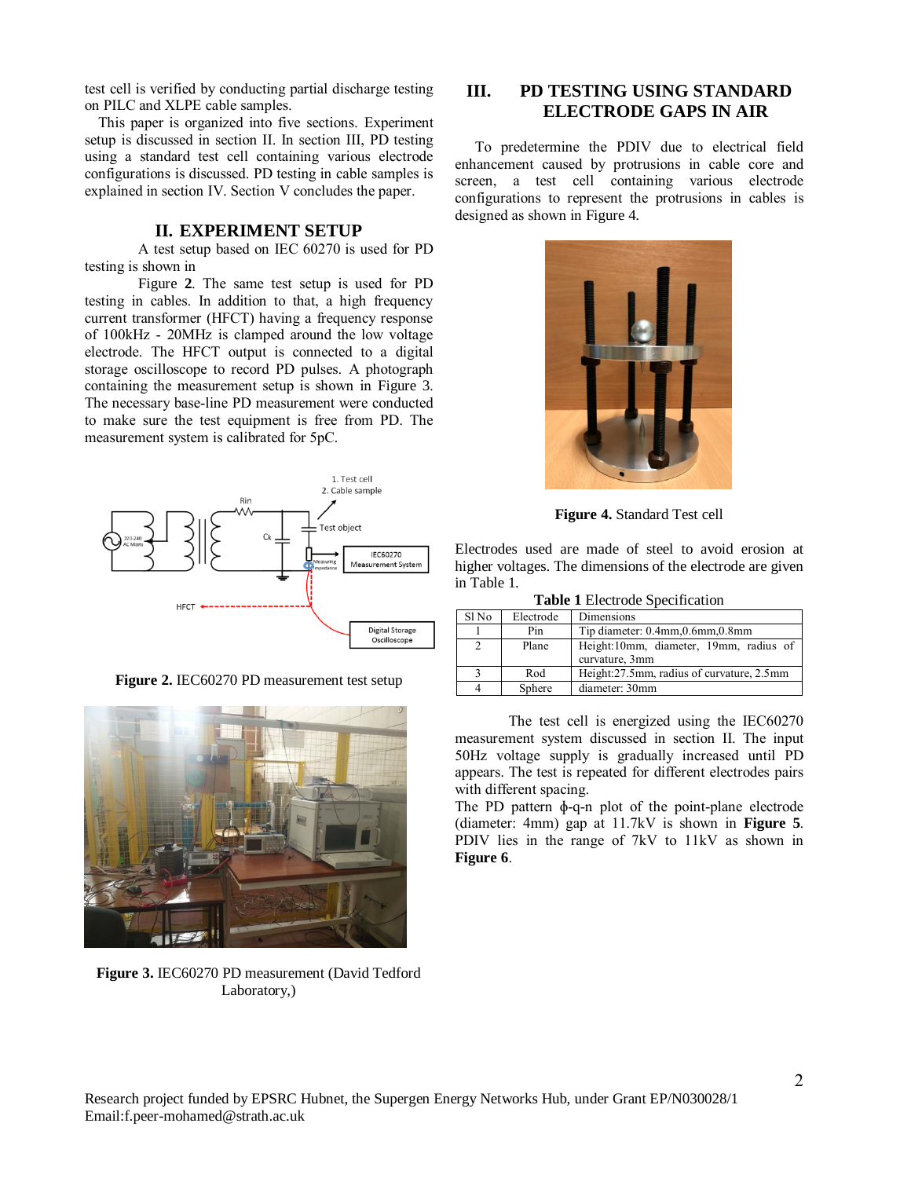test cell is verified by conducting partial discharge testing on PILC and XLPE cable samples.

This paper is organized into five sections. Experiment setup is discussed in section II. In section III, PD testing using a standard test cell containing various electrode configurations is discussed. PD testing in cable samples is explained in section IV. Section V concludes the paper.

## II. EXPERIMENT SETUP

A test setup based on IEC 60270 is used for PD testing is shown in Figure **2**. The same test setup is used for PD testing in cables. In addition to that, a high frequency current transformer (HFCT) having a frequency response of 100kHz - 20MHz is clamped around the low voltage electrode. The HFCT output is connected to a digital storage oscilloscope to record PD pulses. A photograph containing the measurement setup is shown in Figure 3. The necessary base-line PD measurement were conducted to make sure the test equipment is free from PD. The measurement system is calibrated for 5pC.

**Figure 2.** IEC60270 PD measurement test setup

**Figure 3.** IEC60270 PD measurement (David Tedford Laboratory,)

## III. PD TESTING USING STANDARD ELECTRODE GAPS IN AIR

To predetermine the PDIV due to electrical field enhancement caused by protrusions in cable core and screen, a test cell containing various electrode configurations to represent the protrusions in cables is designed as shown in Figure 4.

**Figure 4.** Standard Test cell

Electrodes used are made of steel to avoid erosion at higher voltages. The dimensions of the electrode are given in Table 1.

**Table 1** Electrode Specification

| Sl No | Electrode | Dimensions |
|---|---|---|
| 1 | Pin | Tip diameter: 0.4mm,0.6mm,0.8mm |
| 2 | Plane | Height:10mm, diameter, 19mm, radius of curvature, 3mm |
| 3 | Rod | Height:27.5mm, radius of curvature, 2.5mm |
| 4 | Sphere | diameter: 30mm |

The test cell is energized using the IEC60270 measurement system discussed in section II. The input 50Hz voltage supply is gradually increased until PD appears. The test is repeated for different electrodes pairs with different spacing.

The PD pattern $\phi$-q-n plot of the point-plane electrode (diameter: 4mm) gap at 11.7kV is shown in **Figure 5**. PDIV lies in the range of 7kV to 11kV as shown in **Figure 6**.

Research project funded by EPSRC Hubnet, the Supergen Energy Networks Hub, under Grant EP/N030028/1
Email:f.peer-mohamed@strath.ac.uk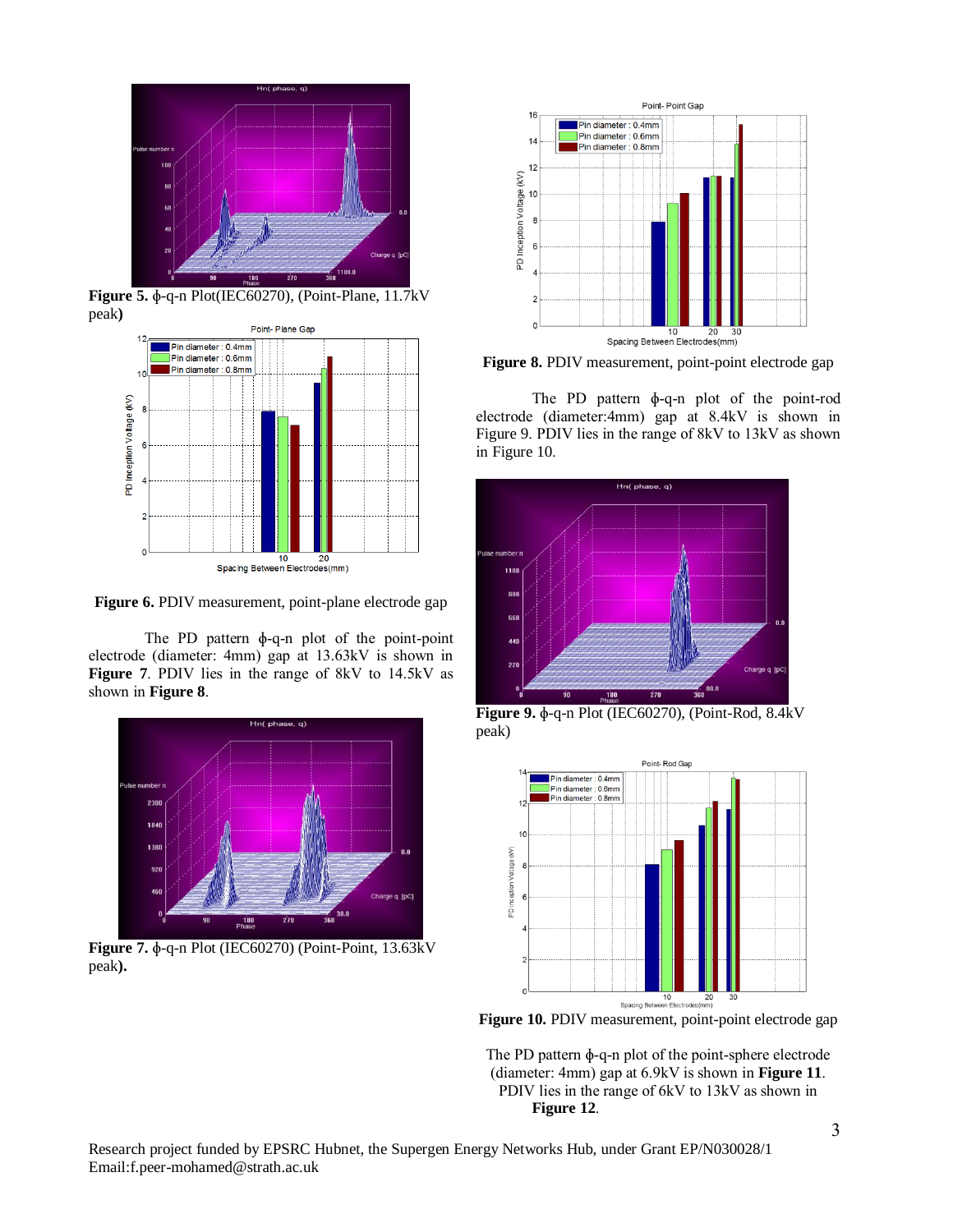**Figure 5.** ϕ-q-n Plot(IEC60270), (Point-Plane, 11.7kV peak)

**Figure 6.** PDIV measurement, point-plane electrode gap

The PD pattern ϕ-q-n plot of the point-point electrode (diameter: 4mm) gap at 13.63kV is shown in **Figure 7**. PDIV lies in the range of 8kV to 14.5kV as shown in **Figure 8**.

**Figure 7.** ϕ-q-n Plot (IEC60270) (Point-Point, 13.63kV peak**).**

**Figure 8.** PDIV measurement, point-point electrode gap

The PD pattern ϕ-q-n plot of the point-rod electrode (diameter:4mm) gap at 8.4kV is shown in Figure 9. PDIV lies in the range of 8kV to 13kV as shown in Figure 10.

**Figure 9.** ϕ-q-n Plot (IEC60270), (Point-Rod, 8.4kV peak)

**Figure 10.** PDIV measurement, point-point electrode gap

The PD pattern ϕ-q-n plot of the point-sphere electrode (diameter: 4mm) gap at 6.9kV is shown in **Figure 11**. PDIV lies in the range of 6kV to 13kV as shown in **Figure 12**.

Research project funded by EPSRC Hubnet, the Supergen Energy Networks Hub, under Grant EP/N030028/1
Email:f.peer-mohamed@strath.ac.uk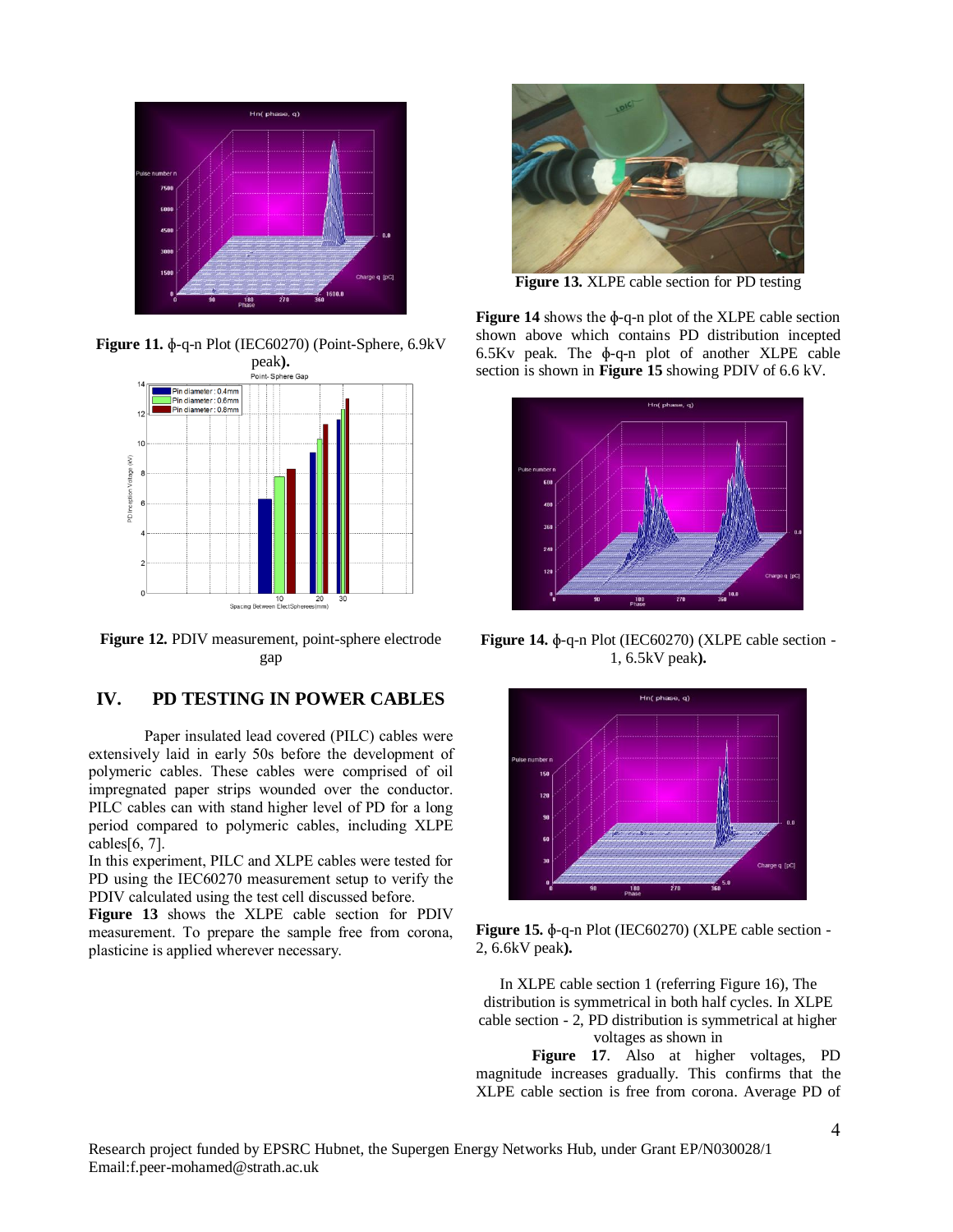**Figure 11.** ϕ-q-n Plot (IEC60270) (Point-Sphere, 6.9kV peak**).**

**Figure 12.** PDIV measurement, point-sphere electrode gap

## IV. PD TESTING IN POWER CABLES

Paper insulated lead covered (PILC) cables were extensively laid in early 50s before the development of polymeric cables. These cables were comprised of oil impregnated paper strips wounded over the conductor. PILC cables can with stand higher level of PD for a long period compared to polymeric cables, including XLPE cables[6, 7].

In this experiment, PILC and XLPE cables were tested for PD using the IEC60270 measurement setup to verify the PDIV calculated using the test cell discussed before.

**Figure 13** shows the XLPE cable section for PDIV measurement. To prepare the sample free from corona, plasticine is applied wherever necessary.

**Figure 13.** XLPE cable section for PD testing

**Figure 14** shows the ϕ-q-n plot of the XLPE cable section shown above which contains PD distribution incepted 6.5Kv peak. The ϕ-q-n plot of another XLPE cable section is shown in **Figure 15** showing PDIV of 6.6 kV.

**Figure 14.** ϕ-q-n Plot (IEC60270) (XLPE cable section - 1, 6.5kV peak**).**

**Figure 15.** ϕ-q-n Plot (IEC60270) (XLPE cable section - 2, 6.6kV peak**).**

In XLPE cable section 1 (referring Figure 16), The distribution is symmetrical in both half cycles. In XLPE cable section - 2, PD distribution is symmetrical at higher voltages as shown in **Figure 17**. Also at higher voltages, PD magnitude increases gradually. This confirms that the XLPE cable section is free from corona. Average PD of

Research project funded by EPSRC Hubnet, the Supergen Energy Networks Hub, under Grant EP/N030028/1
Email:f.peer-mohamed@strath.ac.uk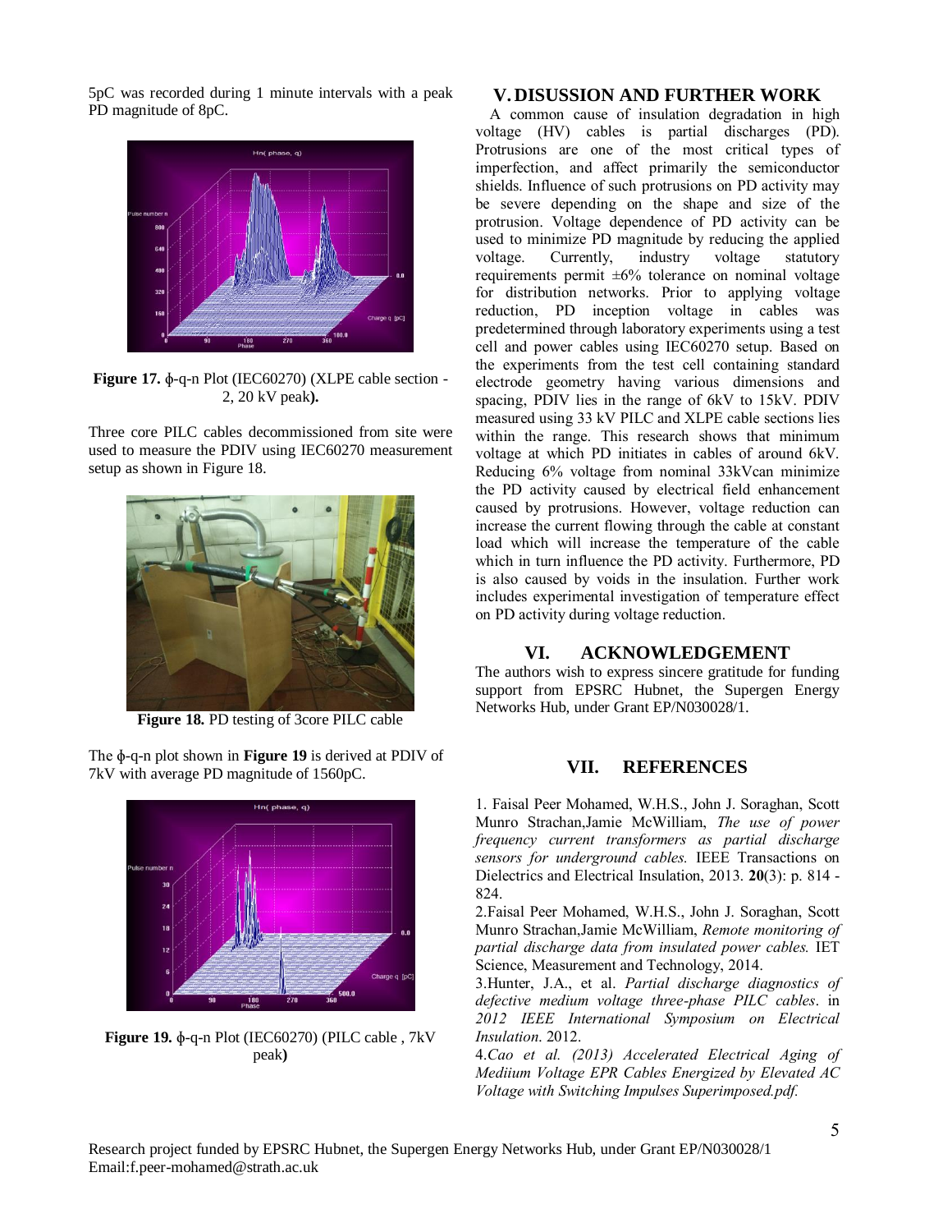5pC was recorded during 1 minute intervals with a peak PD magnitude of 8pC.

**Figure 17.** ϕ-q-n Plot (IEC60270) (XLPE cable section - 2, 20 kV peak**).**

Three core PILC cables decommissioned from site were used to measure the PDIV using IEC60270 measurement setup as shown in Figure 18.

**Figure 18.** PD testing of 3core PILC cable

The ϕ-q-n plot shown in **Figure 19** is derived at PDIV of 7kV with average PD magnitude of 1560pC.

**Figure 19.** ϕ-q-n Plot (IEC60270) (PILC cable , 7kV peak**)**

## V. DISUSSION AND FURTHER WORK

A common cause of insulation degradation in high voltage (HV) cables is partial discharges (PD). Protrusions are one of the most critical types of imperfection, and affect primarily the semiconductor shields. Influence of such protrusions on PD activity may be severe depending on the shape and size of the protrusion. Voltage dependence of PD activity can be used to minimize PD magnitude by reducing the applied voltage. Currently, industry voltage statutory requirements permit ±6% tolerance on nominal voltage for distribution networks. Prior to applying voltage reduction, PD inception voltage in cables was predetermined through laboratory experiments using a test cell and power cables using IEC60270 setup. Based on the experiments from the test cell containing standard electrode geometry having various dimensions and spacing, PDIV lies in the range of 6kV to 15kV. PDIV measured using 33 kV PILC and XLPE cable sections lies within the range. This research shows that minimum voltage at which PD initiates in cables of around 6kV. Reducing 6% voltage from nominal 33kVcan minimize the PD activity caused by electrical field enhancement caused by protrusions. However, voltage reduction can increase the current flowing through the cable at constant load which will increase the temperature of the cable which in turn influence the PD activity. Furthermore, PD is also caused by voids in the insulation. Further work includes experimental investigation of temperature effect on PD activity during voltage reduction.

## VI. ACKNOWLEDGEMENT

The authors wish to express sincere gratitude for funding support from EPSRC Hubnet, the Supergen Energy Networks Hub, under Grant EP/N030028/1.

## VII. REFERENCES

1. Faisal Peer Mohamed, W.H.S., John J. Soraghan, Scott Munro Strachan,Jamie McWilliam, *The use of power frequency current transformers as partial discharge sensors for underground cables.* IEEE Transactions on Dielectrics and Electrical Insulation, 2013. **20**(3): p. 814 - 824.

2.Faisal Peer Mohamed, W.H.S., John J. Soraghan, Scott Munro Strachan,Jamie McWilliam, *Remote monitoring of partial discharge data from insulated power cables.* IET Science, Measurement and Technology, 2014.

3.Hunter, J.A., et al. *Partial discharge diagnostics of defective medium voltage three-phase PILC cables*. in *2012 IEEE International Symposium on Electrical Insulation*. 2012.

4.*Cao et al. (2013) Accelerated Electrical Aging of Mediium Voltage EPR Cables Energized by Elevated AC Voltage with Switching Impulses Superimposed.pdf.*

Research project funded by EPSRC Hubnet, the Supergen Energy Networks Hub, under Grant EP/N030028/1
Email:f.peer-mohamed@strath.ac.uk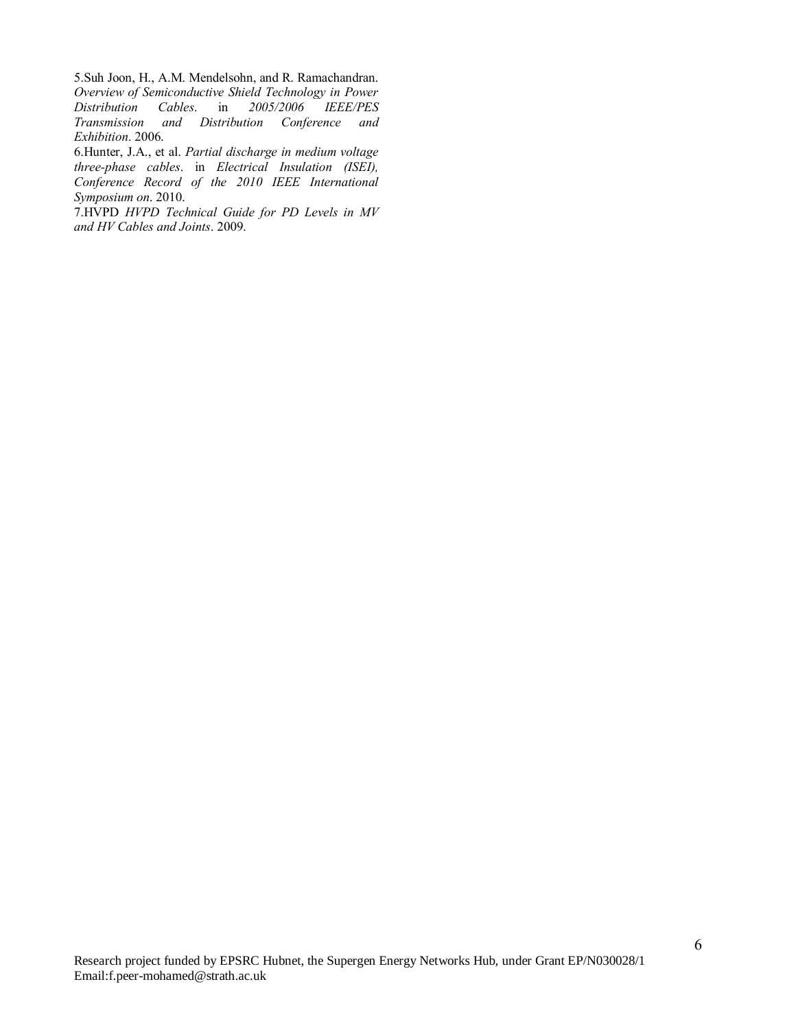5.Suh Joon, H., A.M. Mendelsohn, and R. Ramachandran. *Overview of Semiconductive Shield Technology in Power Distribution Cables*. in *2005/2006 IEEE/PES Transmission and Distribution Conference and Exhibition*. 2006.

6.Hunter, J.A., et al. *Partial discharge in medium voltage three-phase cables*. in *Electrical Insulation (ISEI), Conference Record of the 2010 IEEE International Symposium on*. 2010.

7.HVPD *HVPD Technical Guide for PD Levels in MV and HV Cables and Joints*. 2009.

Research project funded by EPSRC Hubnet, the Supergen Energy Networks Hub, under Grant EP/N030028/1
Email:f.peer-mohamed@strath.ac.uk